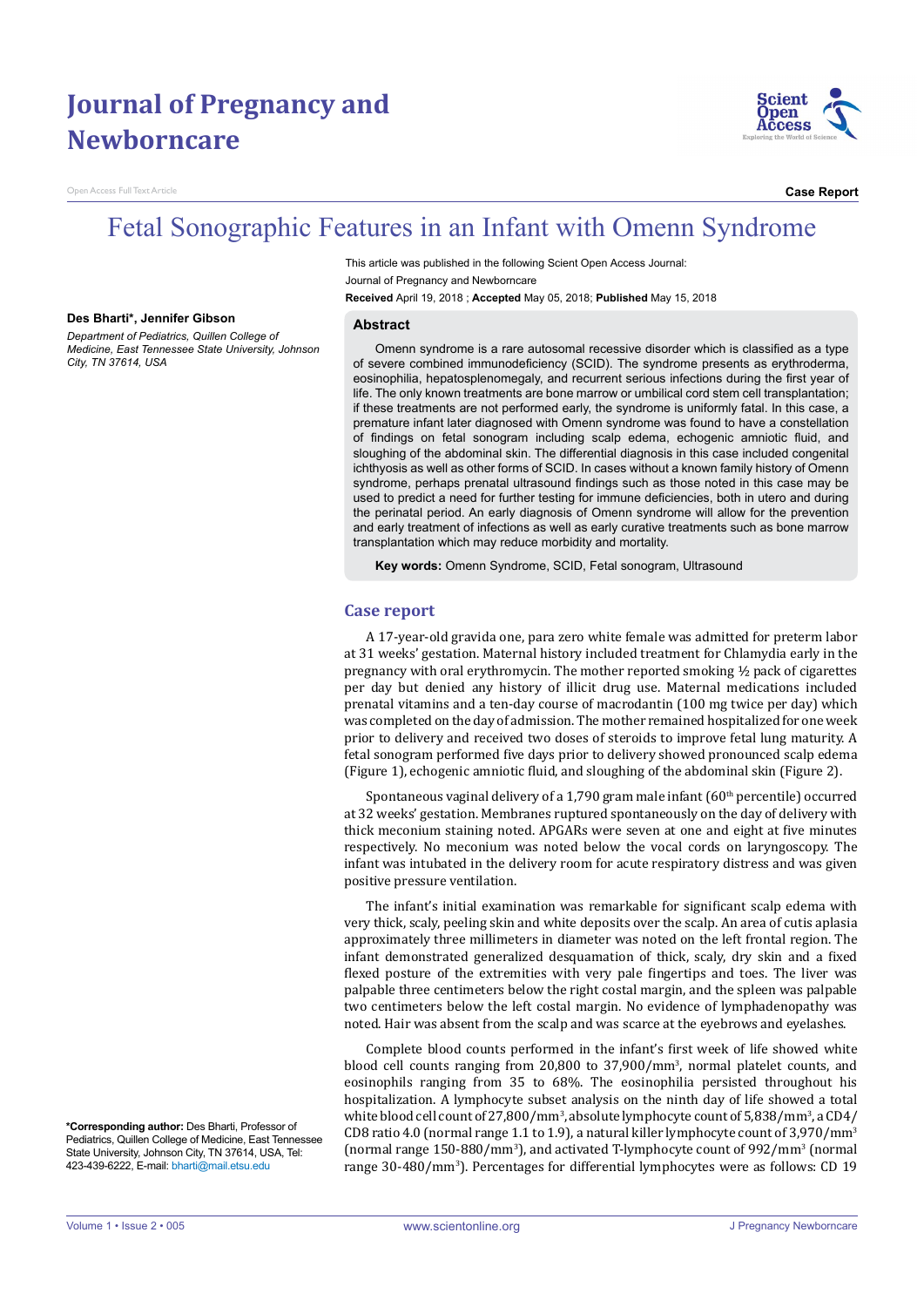# Journal of Pregnancy and Newborncare

Open Access Full Text Article

**Case Report**

# Fetal Sonographic Features in an Infant with Omenn Syndrome

This article was published in the following Scient Open Access Journal:
Journal of Pregnancy and Newborncare

**Received** April 19, 2018 ; **Accepted** May 05, 2018; **Published** May 15, 2018

**Des Bharti\*, Jennifer Gibson**

*Department of Pediatrics, Quillen College of Medicine, East Tennessee State University, Johnson City, TN 37614, USA*

## Abstract

Omenn syndrome is a rare autosomal recessive disorder which is classified as a type of severe combined immunodeficiency (SCID). The syndrome presents as erythroderma, eosinophilia, hepatosplenomegaly, and recurrent serious infections during the first year of life. The only known treatments are bone marrow or umbilical cord stem cell transplantation; if these treatments are not performed early, the syndrome is uniformly fatal. In this case, a premature infant later diagnosed with Omenn syndrome was found to have a constellation of findings on fetal sonogram including scalp edema, echogenic amniotic fluid, and sloughing of the abdominal skin. The differential diagnosis in this case included congenital ichthyosis as well as other forms of SCID. In cases without a known family history of Omenn syndrome, perhaps prenatal ultrasound findings such as those noted in this case may be used to predict a need for further testing for immune deficiencies, both in utero and during the perinatal period. An early diagnosis of Omenn syndrome will allow for the prevention and early treatment of infections as well as early curative treatments such as bone marrow transplantation which may reduce morbidity and mortality.

**Key words:** Omenn Syndrome, SCID, Fetal sonogram, Ultrasound

## Case report

A 17-year-old gravida one, para zero white female was admitted for preterm labor at 31 weeks' gestation. Maternal history included treatment for Chlamydia early in the pregnancy with oral erythromycin. The mother reported smoking ½ pack of cigarettes per day but denied any history of illicit drug use. Maternal medications included prenatal vitamins and a ten-day course of macrodantin (100 mg twice per day) which was completed on the day of admission. The mother remained hospitalized for one week prior to delivery and received two doses of steroids to improve fetal lung maturity. A fetal sonogram performed five days prior to delivery showed pronounced scalp edema (Figure 1), echogenic amniotic fluid, and sloughing of the abdominal skin (Figure 2).

Spontaneous vaginal delivery of a 1,790 gram male infant (60$^{th}$ percentile) occurred at 32 weeks' gestation. Membranes ruptured spontaneously on the day of delivery with thick meconium staining noted. APGARs were seven at one and eight at five minutes respectively. No meconium was noted below the vocal cords on laryngoscopy. The infant was intubated in the delivery room for acute respiratory distress and was given positive pressure ventilation.

The infant's initial examination was remarkable for significant scalp edema with very thick, scaly, peeling skin and white deposits over the scalp. An area of cutis aplasia approximately three millimeters in diameter was noted on the left frontal region. The infant demonstrated generalized desquamation of thick, scaly, dry skin and a fixed flexed posture of the extremities with very pale fingertips and toes. The liver was palpable three centimeters below the right costal margin, and the spleen was palpable two centimeters below the left costal margin. No evidence of lymphadenopathy was noted. Hair was absent from the scalp and was scarce at the eyebrows and eyelashes.

Complete blood counts performed in the infant's first week of life showed white blood cell counts ranging from 20,800 to 37,900/mm$^3$, normal platelet counts, and eosinophils ranging from 35 to 68%. The eosinophilia persisted throughout his hospitalization. A lymphocyte subset analysis on the ninth day of life showed a total white blood cell count of 27,800/mm$^3$, absolute lymphocyte count of 5,838/mm$^3$, a CD4/CD8 ratio 4.0 (normal range 1.1 to 1.9), a natural killer lymphocyte count of 3,970/mm$^3$ (normal range 150-880/mm$^3$), and activated T-lymphocyte count of 992/mm$^3$ (normal range 30-480/mm$^3$). Percentages for differential lymphocytes were as follows: CD 19

**\*Corresponding author:** Des Bharti, Professor of Pediatrics, Quillen College of Medicine, East Tennessee State University, Johnson City, TN 37614, USA, Tel: 423-439-6222, E-mail: bharti@mail.etsu.edu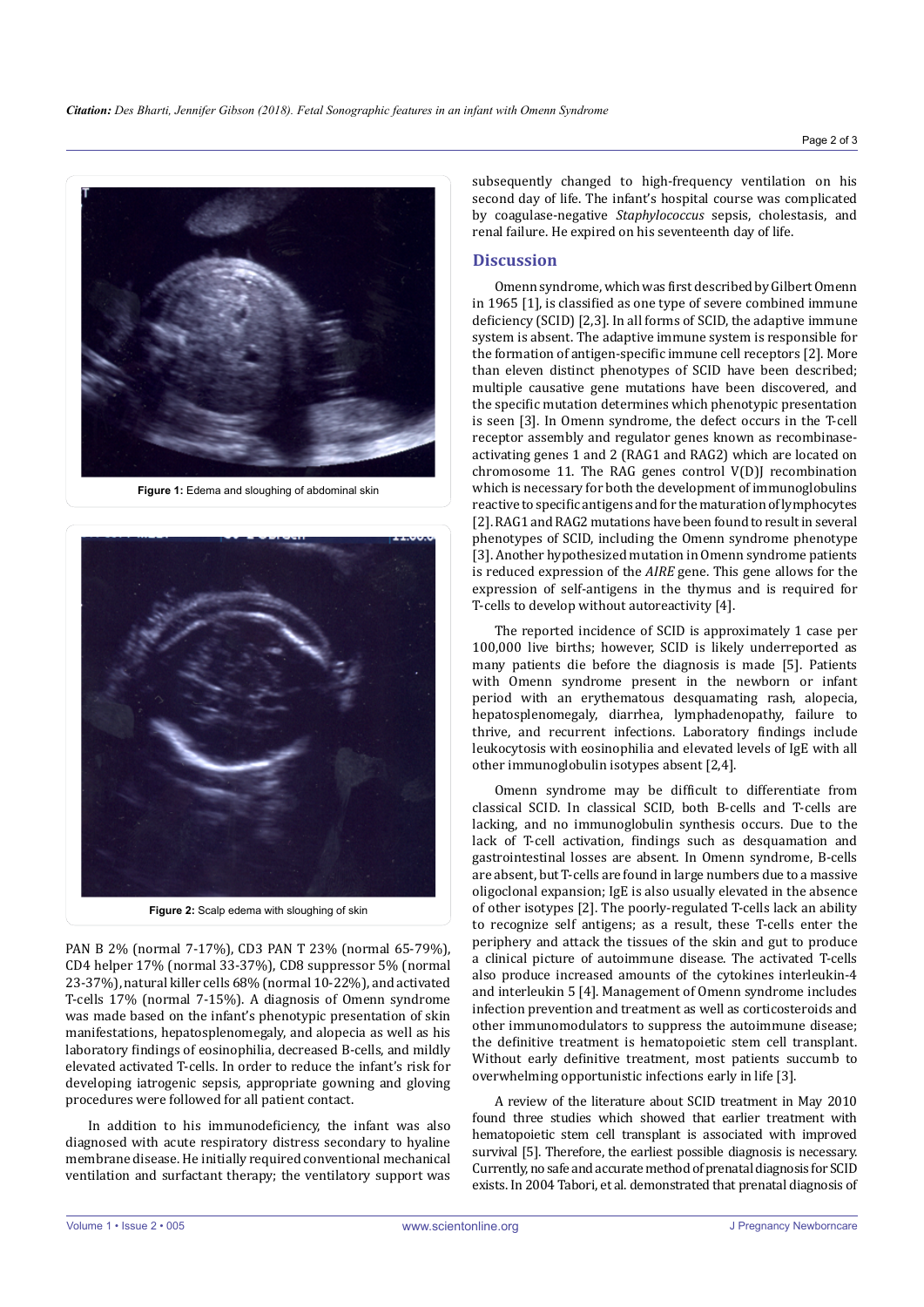Figure 1: Edema and sloughing of abdominal skin

Figure 2: Scalp edema with sloughing of skin

PAN B 2% (normal 7-17%), CD3 PAN T 23% (normal 65-79%), CD4 helper 17% (normal 33-37%), CD8 suppressor 5% (normal 23-37%), natural killer cells 68% (normal 10-22%), and activated T-cells 17% (normal 7-15%). A diagnosis of Omenn syndrome was made based on the infant's phenotypic presentation of skin manifestations, hepatosplenomegaly, and alopecia as well as his laboratory findings of eosinophilia, decreased B-cells, and mildly elevated activated T-cells. In order to reduce the infant's risk for developing iatrogenic sepsis, appropriate gowning and gloving procedures were followed for all patient contact.

In addition to his immunodeficiency, the infant was also diagnosed with acute respiratory distress secondary to hyaline membrane disease. He initially required conventional mechanical ventilation and surfactant therapy; the ventilatory support was subsequently changed to high-frequency ventilation on his second day of life. The infant's hospital course was complicated by coagulase-negative *Staphylococcus* sepsis, cholestasis, and renal failure. He expired on his seventeenth day of life.

## Discussion

Omenn syndrome, which was first described by Gilbert Omenn in 1965 [1], is classified as one type of severe combined immune deficiency (SCID) [2,3]. In all forms of SCID, the adaptive immune system is absent. The adaptive immune system is responsible for the formation of antigen-specific immune cell receptors [2]. More than eleven distinct phenotypes of SCID have been described; multiple causative gene mutations have been discovered, and the specific mutation determines which phenotypic presentation is seen [3]. In Omenn syndrome, the defect occurs in the T-cell receptor assembly and regulator genes known as recombinase-activating genes 1 and 2 (RAG1 and RAG2) which are located on chromosome 11. The RAG genes control V(D)J recombination which is necessary for both the development of immunoglobulins reactive to specific antigens and for the maturation of lymphocytes [2]. RAG1 and RAG2 mutations have been found to result in several phenotypes of SCID, including the Omenn syndrome phenotype [3]. Another hypothesized mutation in Omenn syndrome patients is reduced expression of the *AIRE* gene. This gene allows for the expression of self-antigens in the thymus and is required for T-cells to develop without autoreactivity [4].

The reported incidence of SCID is approximately 1 case per 100,000 live births; however, SCID is likely underreported as many patients die before the diagnosis is made [5]. Patients with Omenn syndrome present in the newborn or infant period with an erythematous desquamating rash, alopecia, hepatosplenomegaly, diarrhea, lymphadenopathy, failure to thrive, and recurrent infections. Laboratory findings include leukocytosis with eosinophilia and elevated levels of IgE with all other immunoglobulin isotypes absent [2,4].

Omenn syndrome may be difficult to differentiate from classical SCID. In classical SCID, both B-cells and T-cells are lacking, and no immunoglobulin synthesis occurs. Due to the lack of T-cell activation, findings such as desquamation and gastrointestinal losses are absent. In Omenn syndrome, B-cells are absent, but T-cells are found in large numbers due to a massive oligoclonal expansion; IgE is also usually elevated in the absence of other isotypes [2]. The poorly-regulated T-cells lack an ability to recognize self antigens; as a result, these T-cells enter the periphery and attack the tissues of the skin and gut to produce a clinical picture of autoimmune disease. The activated T-cells also produce increased amounts of the cytokines interleukin-4 and interleukin 5 [4]. Management of Omenn syndrome includes infection prevention and treatment as well as corticosteroids and other immunomodulators to suppress the autoimmune disease; the definitive treatment is hematopoietic stem cell transplant. Without early definitive treatment, most patients succumb to overwhelming opportunistic infections early in life [3].

A review of the literature about SCID treatment in May 2010 found three studies which showed that earlier treatment with hematopoietic stem cell transplant is associated with improved survival [5]. Therefore, the earliest possible diagnosis is necessary. Currently, no safe and accurate method of prenatal diagnosis for SCID exists. In 2004 Tabori, et al. demonstrated that prenatal diagnosis of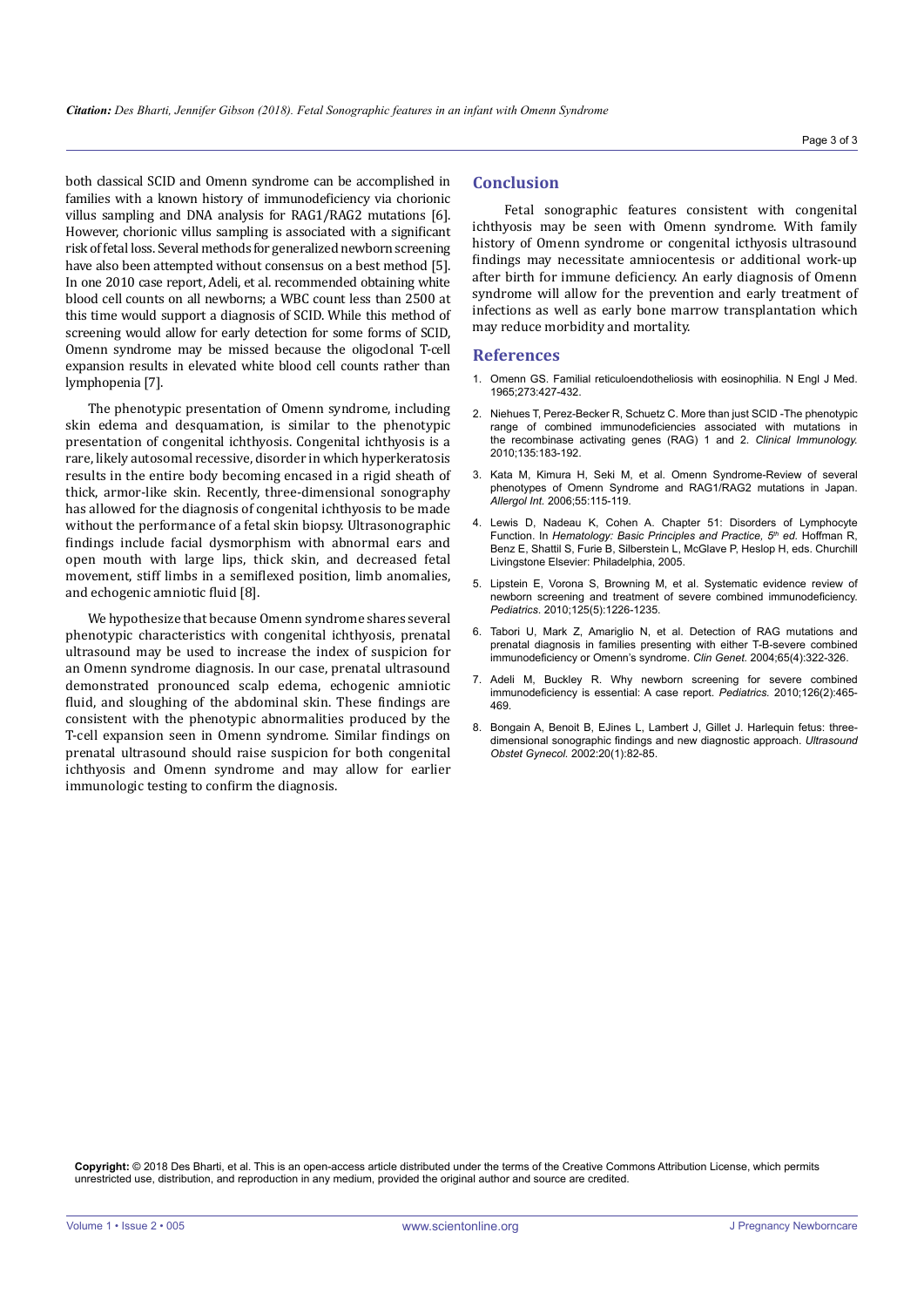both classical SCID and Omenn syndrome can be accomplished in families with a known history of immunodeficiency via chorionic villus sampling and DNA analysis for RAG1/RAG2 mutations [6]. However, chorionic villus sampling is associated with a significant risk of fetal loss. Several methods for generalized newborn screening have also been attempted without consensus on a best method [5]. In one 2010 case report, Adeli, et al. recommended obtaining white blood cell counts on all newborns; a WBC count less than 2500 at this time would support a diagnosis of SCID. While this method of screening would allow for early detection for some forms of SCID, Omenn syndrome may be missed because the oligoclonal T-cell expansion results in elevated white blood cell counts rather than lymphopenia [7].

The phenotypic presentation of Omenn syndrome, including skin edema and desquamation, is similar to the phenotypic presentation of congenital ichthyosis. Congenital ichthyosis is a rare, likely autosomal recessive, disorder in which hyperkeratosis results in the entire body becoming encased in a rigid sheath of thick, armor-like skin. Recently, three-dimensional sonography has allowed for the diagnosis of congenital ichthyosis to be made without the performance of a fetal skin biopsy. Ultrasonographic findings include facial dysmorphism with abnormal ears and open mouth with large lips, thick skin, and decreased fetal movement, stiff limbs in a semiflexed position, limb anomalies, and echogenic amniotic fluid [8].

We hypothesize that because Omenn syndrome shares several phenotypic characteristics with congenital ichthyosis, prenatal ultrasound may be used to increase the index of suspicion for an Omenn syndrome diagnosis. In our case, prenatal ultrasound demonstrated pronounced scalp edema, echogenic amniotic fluid, and sloughing of the abdominal skin. These findings are consistent with the phenotypic abnormalities produced by the T-cell expansion seen in Omenn syndrome. Similar findings on prenatal ultrasound should raise suspicion for both congenital ichthyosis and Omenn syndrome and may allow for earlier immunologic testing to confirm the diagnosis.

## Conclusion

Fetal sonographic features consistent with congenital ichthyosis may be seen with Omenn syndrome. With family history of Omenn syndrome or congenital icthyosis ultrasound findings may necessitate amniocentesis or additional work-up after birth for immune deficiency. An early diagnosis of Omenn syndrome will allow for the prevention and early treatment of infections as well as early bone marrow transplantation which may reduce morbidity and mortality.

## References

1. Omenn GS. Familial reticuloendotheliosis with eosinophilia. N Engl J Med. 1965;273:427-432.
2. Niehues T, Perez-Becker R, Schuetz C. More than just SCID -The phenotypic range of combined immunodeficiencies associated with mutations in the recombinase activating genes (RAG) 1 and 2. *Clinical Immunology.* 2010;135:183-192.
3. Kata M, Kimura H, Seki M, et al. Omenn Syndrome-Review of several phenotypes of Omenn Syndrome and RAG1/RAG2 mutations in Japan. *Allergol Int.* 2006;55:115-119.
4. Lewis D, Nadeau K, Cohen A. Chapter 51: Disorders of Lymphocyte Function. In *Hematology: Basic Principles and Practice, 5th ed.* Hoffman R, Benz E, Shattil S, Furie B, Silberstein L, McGlave P, Heslop H, eds. Churchill Livingstone Elsevier: Philadelphia, 2005.
5. Lipstein E, Vorona S, Browning M, et al. Systematic evidence review of newborn screening and treatment of severe combined immunodeficiency. *Pediatrics.* 2010;125(5):1226-1235.
6. Tabori U, Mark Z, Amariglio N, et al. Detection of RAG mutations and prenatal diagnosis in families presenting with either T-B-severe combined immunodeficiency or Omenn's syndrome. *Clin Genet.* 2004;65(4):322-326.
7. Adeli M, Buckley R. Why newborn screening for severe combined immunodeficiency is essential: A case report. *Pediatrics.* 2010;126(2):465-469.
8. Bongain A, Benoit B, EJines L, Lambert J, Gillet J. Harlequin fetus: three-dimensional sonographic findings and new diagnostic approach. *Ultrasound Obstet Gynecol.* 2002:20(1):82-85.

**Copyright:** © 2018 Des Bharti, et al. This is an open-access article distributed under the terms of the Creative Commons Attribution License, which permits unrestricted use, distribution, and reproduction in any medium, provided the original author and source are credited.